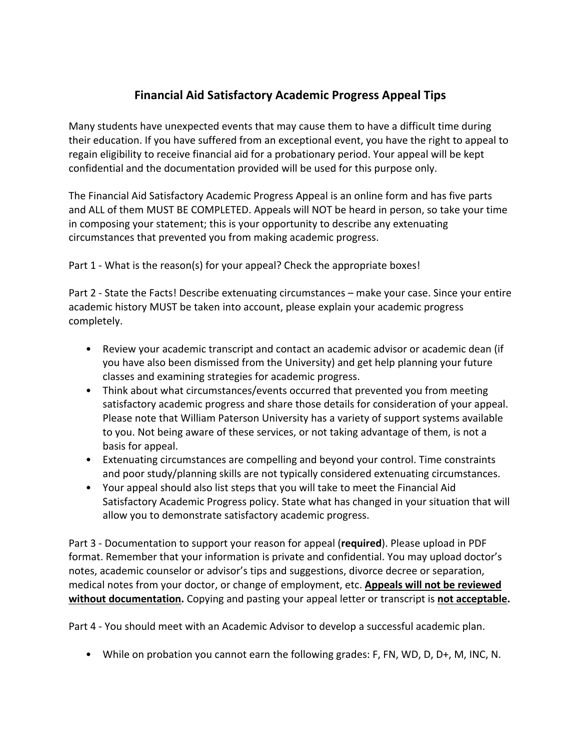# Financial Aid Satisfactory Academic Progress Appeal Tips

Many students have unexpected events that may cause them to have a difficult time during their education. If you have suffered from an exceptional event, you have the right to appeal to regain eligibility to receive financial aid for a probationary period. Your appeal will be kept confidential and the documentation provided will be used for this purpose only.

The Financial Aid Satisfactory Academic Progress Appeal is an online form and has five parts and ALL of them MUST BE COMPLETED. Appeals will NOT be heard in person, so take your time in composing your statement; this is your opportunity to describe any extenuating circumstances that prevented you from making academic progress.

Part 1 - What is the reason(s) for your appeal? Check the appropriate boxes!

Part 2 - State the Facts! Describe extenuating circumstances – make your case. Since your entire academic history MUST be taken into account, please explain your academic progress completely.

- Review your academic transcript and contact an academic advisor or academic dean (if you have also been dismissed from the University) and get help planning your future classes and examining strategies for academic progress.
- Think about what circumstances/events occurred that prevented you from meeting satisfactory academic progress and share those details for consideration of your appeal. Please note that William Paterson University has a variety of support systems available to you. Not being aware of these services, or not taking advantage of them, is not a basis for appeal.
- Extenuating circumstances are compelling and beyond your control. Time constraints and poor study/planning skills are not typically considered extenuating circumstances.
- Your appeal should also list steps that you will take to meet the Financial Aid Satisfactory Academic Progress policy. State what has changed in your situation that will allow you to demonstrate satisfactory academic progress.

Part 3 - Documentation to support your reason for appeal (**required**). Please upload in PDF format. Remember that your information is private and confidential. You may upload doctor's notes, academic counselor or advisor's tips and suggestions, divorce decree or separation, medical notes from your doctor, or change of employment, etc. **Appeals will not be reviewed without documentation.** Copying and pasting your appeal letter or transcript is **not acceptable.**

Part 4 - You should meet with an Academic Advisor to develop a successful academic plan.

- While on probation you cannot earn the following grades: F, FN, WD, D, D+, M, INC, N.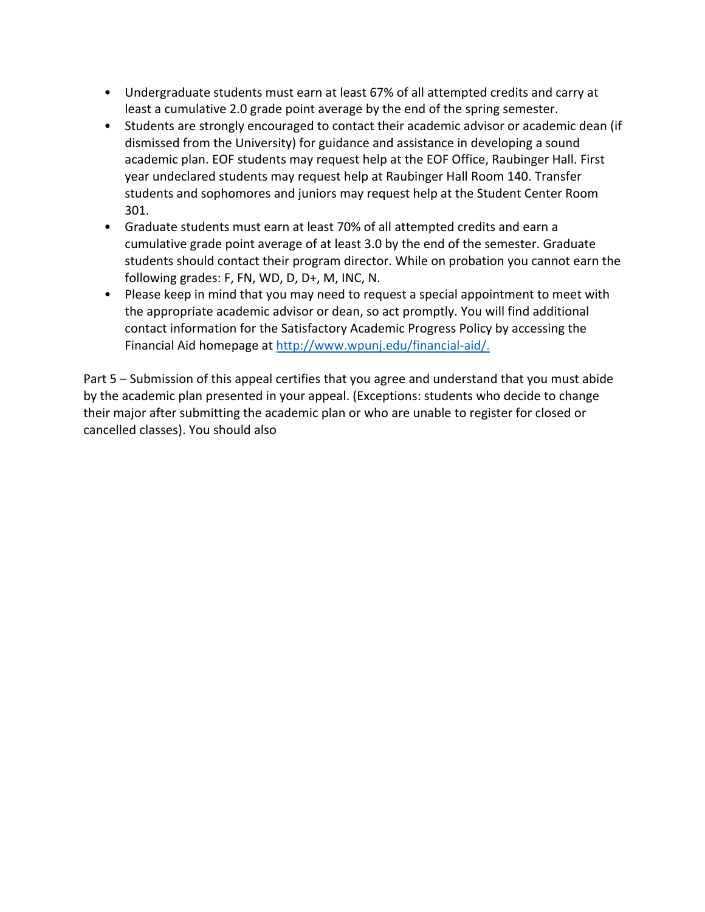- Undergraduate students must earn at least 67% of all attempted credits and carry at least a cumulative 2.0 grade point average by the end of the spring semester.
- Students are strongly encouraged to contact their academic advisor or academic dean (if dismissed from the University) for guidance and assistance in developing a sound academic plan. EOF students may request help at the EOF Office, Raubinger Hall. First year undeclared students may request help at Raubinger Hall Room 140. Transfer students and sophomores and juniors may request help at the Student Center Room 301.
- Graduate students must earn at least 70% of all attempted credits and earn a cumulative grade point average of at least 3.0 by the end of the semester. Graduate students should contact their program director. While on probation you cannot earn the following grades: F, FN, WD, D, D+, M, INC, N.
- Please keep in mind that you may need to request a special appointment to meet with the appropriate academic advisor or dean, so act promptly. You will find additional contact information for the Satisfactory Academic Progress Policy by accessing the Financial Aid homepage at [http://www.wpunj.edu/financial-aid/.](http://www.wpunj.edu/financial-aid/)

Part 5 – Submission of this appeal certifies that you agree and understand that you must abide by the academic plan presented in your appeal. (Exceptions: students who decide to change their major after submitting the academic plan or who are unable to register for closed or cancelled classes). You should also